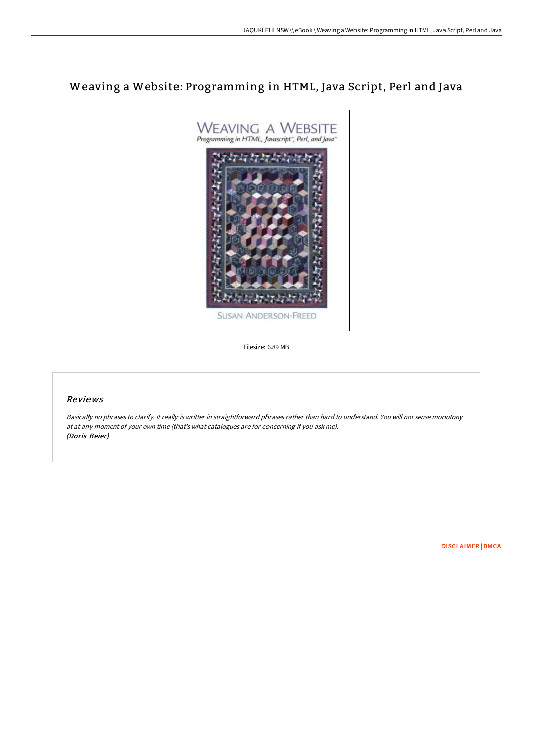# Weaving a Website: Programming in HTML, Java Script, Perl and Java

Filesize: 6.89 MB

## *Reviews*

*Basically no phrases to clarify. It really is writter in straightforward phrases rather than hard to understand. You will not sense monotony at at any moment of your own time (that's what catalogues are for concerning if you ask me).*
***(Doris Beier)***

DISCLAIMER | DMCA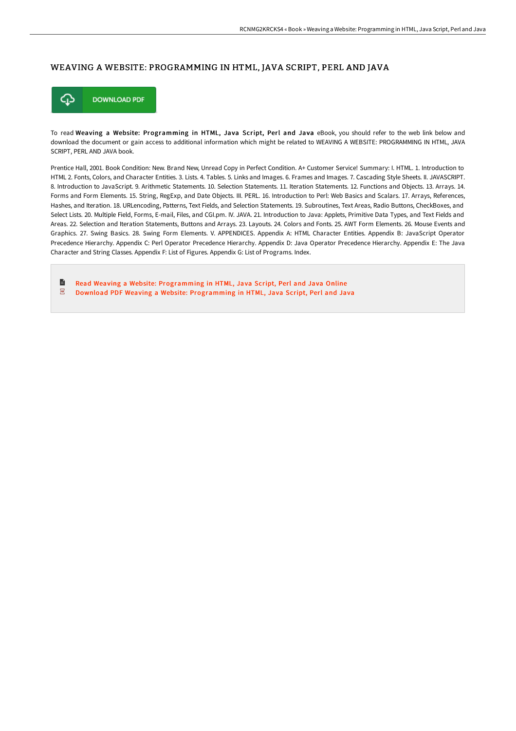# WEAVING A WEBSITE: PROGRAMMING IN HTML, JAVA SCRIPT, PERL AND JAVA

DOWNLOAD PDF

To read **Weaving a Website: Programming in HTML, Java Script, Perl and Java** eBook, you should refer to the web link below and download the document or gain access to additional information which might be related to WEAVING A WEBSITE: PROGRAMMING IN HTML, JAVA SCRIPT, PERL AND JAVA book.

Prentice Hall, 2001. Book Condition: New. Brand New, Unread Copy in Perfect Condition. A+ Customer Service! Summary: I. HTML. 1. Introduction to HTML 2. Fonts, Colors, and Character Entities. 3. Lists. 4. Tables. 5. Links and Images. 6. Frames and Images. 7. Cascading Style Sheets. II. JAVASCRIPT. 8. Introduction to JavaScript. 9. Arithmetic Statements. 10. Selection Statements. 11. Iteration Statements. 12. Functions and Objects. 13. Arrays. 14. Forms and Form Elements. 15. String, RegExp, and Date Objects. III. PERL. 16. Introduction to Perl: Web Basics and Scalars. 17. Arrays, References, Hashes, and Iteration. 18. URLencoding, Patterns, Text Fields, and Selection Statements. 19. Subroutines, Text Areas, Radio Buttons, CheckBoxes, and Select Lists. 20. Multiple Field, Forms, E-mail, Files, and CGI.pm. IV. JAVA. 21. Introduction to Java: Applets, Primitive Data Types, and Text Fields and Areas. 22. Selection and Iteration Statements, Buttons and Arrays. 23. Layouts. 24. Colors and Fonts. 25. AWT Form Elements. 26. Mouse Events and Graphics. 27. Swing Basics. 28. Swing Form Elements. V. APPENDICES. Appendix A: HTML Character Entities. Appendix B: JavaScript Operator Precedence Hierarchy. Appendix C: Perl Operator Precedence Hierarchy. Appendix D: Java Operator Precedence Hierarchy. Appendix E: The Java Character and String Classes. Appendix F: List of Figures. Appendix G: List of Programs. Index.

- Read Weaving a Website: Programming in HTML, Java Script, Perl and Java Online
- Download PDF Weaving a Website: Programming in HTML, Java Script, Perl and Java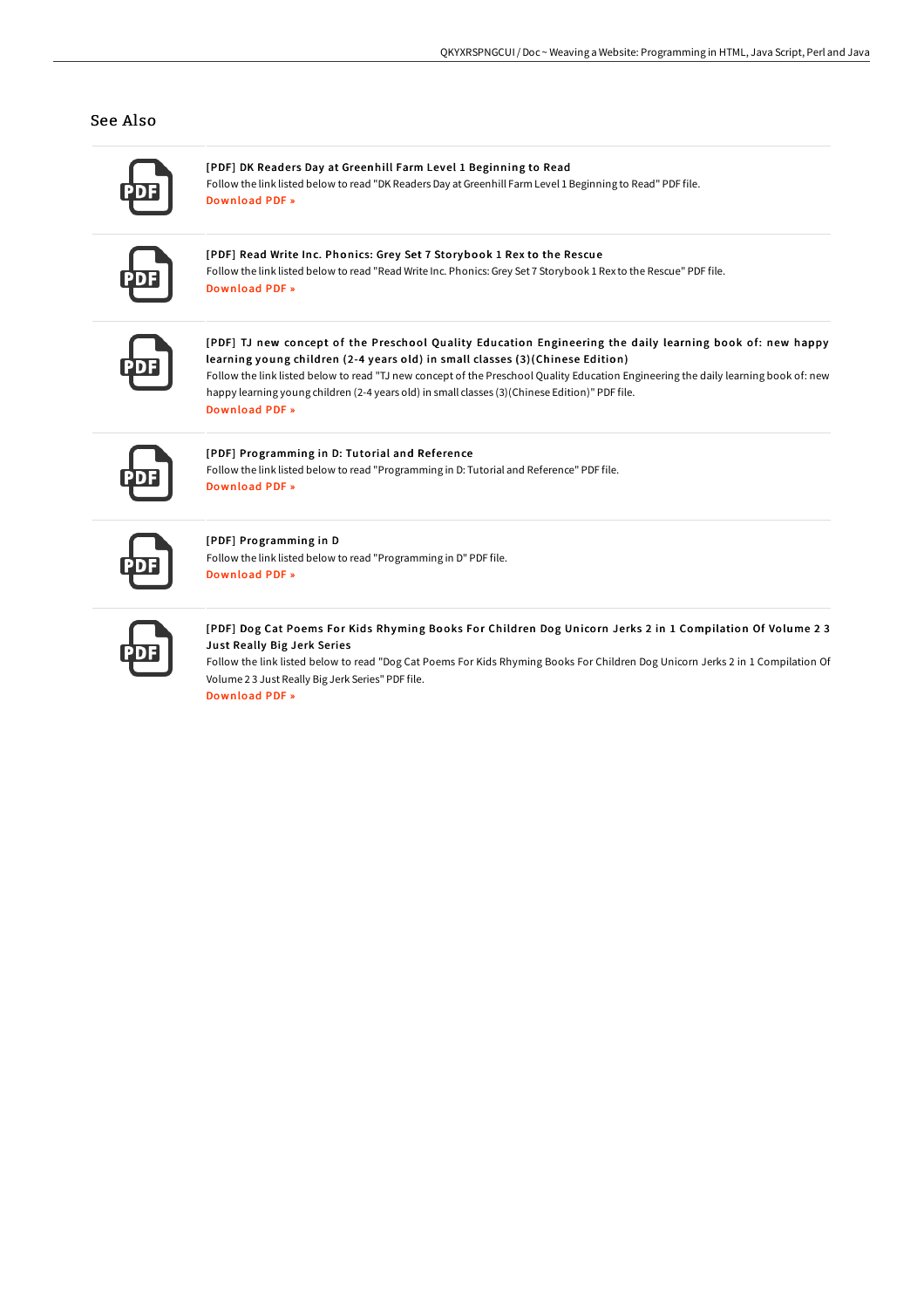## See Also

**[PDF] DK Readers Day at Greenhill Farm Level 1 Beginning to Read**
Follow the link listed below to read "DK Readers Day at Greenhill Farm Level 1 Beginning to Read" PDF file.
Download PDF »

**[PDF] Read Write Inc. Phonics: Grey Set 7 Storybook 1 Rex to the Rescue**
Follow the link listed below to read "Read Write Inc. Phonics: Grey Set 7 Storybook 1 Rex to the Rescue" PDF file.
Download PDF »

**[PDF] TJ new concept of the Preschool Quality Education Engineering the daily learning book of: new happy learning young children (2-4 years old) in small classes (3)(Chinese Edition)**
Follow the link listed below to read "TJ new concept of the Preschool Quality Education Engineering the daily learning book of: new happy learning young children (2-4 years old) in small classes (3)(Chinese Edition)" PDF file.
Download PDF »

**[PDF] Programming in D: Tutorial and Reference**
Follow the link listed below to read "Programming in D: Tutorial and Reference" PDF file.
Download PDF »

**[PDF] Programming in D**
Follow the link listed below to read "Programming in D" PDF file.
Download PDF »

**[PDF] Dog Cat Poems For Kids Rhyming Books For Children Dog Unicorn Jerks 2 in 1 Compilation Of Volume 2 3 Just Really Big Jerk Series**
Follow the link listed below to read "Dog Cat Poems For Kids Rhyming Books For Children Dog Unicorn Jerks 2 in 1 Compilation Of Volume 2 3 Just Really Big Jerk Series" PDF file.
Download PDF »